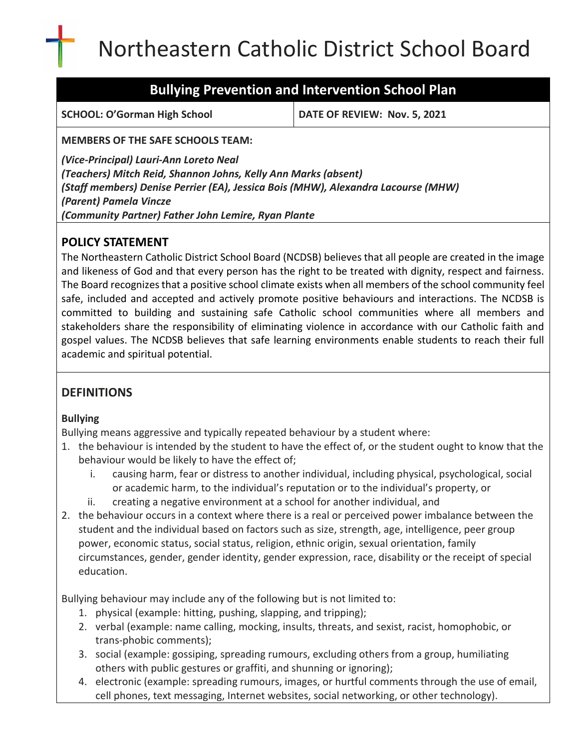# Northeastern Catholic District School Board

## Bullying Prevention and Intervention School Plan

| **SCHOOL: O'Gorman High School** | **DATE OF REVIEW: Nov. 5, 2021** |
|---|---|

**MEMBERS OF THE SAFE SCHOOLS TEAM:**

***(Vice-Principal) Lauri-Ann Loreto Neal***
***(Teachers) Mitch Reid, Shannon Johns, Kelly Ann Marks (absent)***
***(Staff members) Denise Perrier (EA), Jessica Bois (MHW), Alexandra Lacourse (MHW)***
***(Parent) Pamela Vincze***
***(Community Partner) Father John Lemire, Ryan Plante***

## POLICY STATEMENT

The Northeastern Catholic District School Board (NCDSB) believes that all people are created in the image and likeness of God and that every person has the right to be treated with dignity, respect and fairness. The Board recognizes that a positive school climate exists when all members of the school community feel safe, included and accepted and actively promote positive behaviours and interactions. The NCDSB is committed to building and sustaining safe Catholic school communities where all members and stakeholders share the responsibility of eliminating violence in accordance with our Catholic faith and gospel values. The NCDSB believes that safe learning environments enable students to reach their full academic and spiritual potential.

## DEFINITIONS

### Bullying

Bullying means aggressive and typically repeated behaviour by a student where:

1. the behaviour is intended by the student to have the effect of, or the student ought to know that the behaviour would be likely to have the effect of;
   i. causing harm, fear or distress to another individual, including physical, psychological, social or academic harm, to the individual's reputation or to the individual's property, or
   ii. creating a negative environment at a school for another individual, and
2. the behaviour occurs in a context where there is a real or perceived power imbalance between the student and the individual based on factors such as size, strength, age, intelligence, peer group power, economic status, social status, religion, ethnic origin, sexual orientation, family circumstances, gender, gender identity, gender expression, race, disability or the receipt of special education.

Bullying behaviour may include any of the following but is not limited to:

1. physical (example: hitting, pushing, slapping, and tripping);
2. verbal (example: name calling, mocking, insults, threats, and sexist, racist, homophobic, or trans-phobic comments);
3. social (example: gossiping, spreading rumours, excluding others from a group, humiliating others with public gestures or graffiti, and shunning or ignoring);
4. electronic (example: spreading rumours, images, or hurtful comments through the use of email, cell phones, text messaging, Internet websites, social networking, or other technology).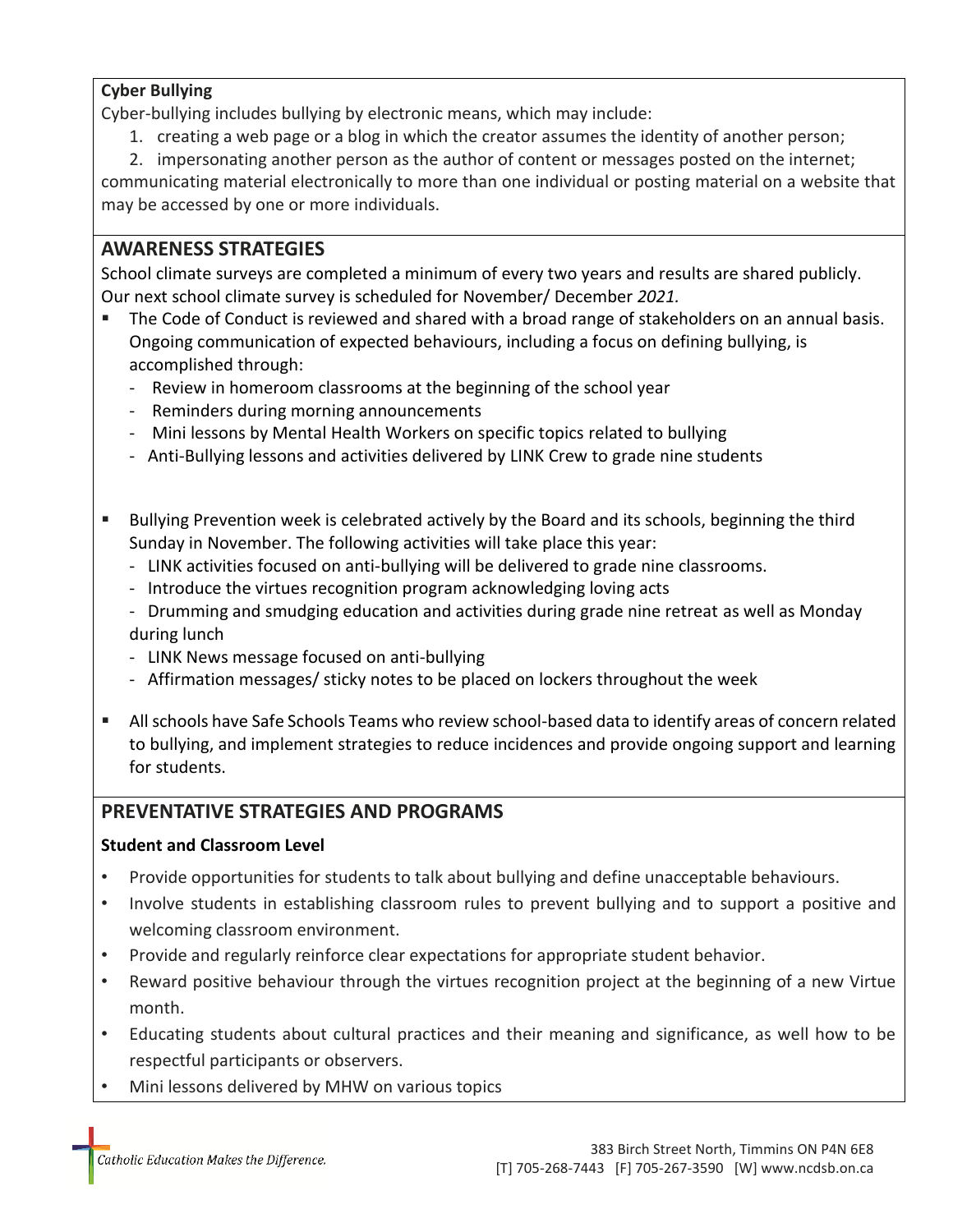**Cyber Bullying**

Cyber-bullying includes bullying by electronic means, which may include:

1. creating a web page or a blog in which the creator assumes the identity of another person;
2. impersonating another person as the author of content or messages posted on the internet;

communicating material electronically to more than one individual or posting material on a website that may be accessed by one or more individuals.

## AWARENESS STRATEGIES

School climate surveys are completed a minimum of every two years and results are shared publicly. Our next school climate survey is scheduled for November/ December *2021.*

- The Code of Conduct is reviewed and shared with a broad range of stakeholders on an annual basis. Ongoing communication of expected behaviours, including a focus on defining bullying, is accomplished through:
  - Review in homeroom classrooms at the beginning of the school year
  - Reminders during morning announcements
  - Mini lessons by Mental Health Workers on specific topics related to bullying
  - Anti-Bullying lessons and activities delivered by LINK Crew to grade nine students

- Bullying Prevention week is celebrated actively by the Board and its schools, beginning the third Sunday in November. The following activities will take place this year:
  - LINK activities focused on anti-bullying will be delivered to grade nine classrooms.
  - Introduce the virtues recognition program acknowledging loving acts
  - Drumming and smudging education and activities during grade nine retreat as well as Monday during lunch
  - LINK News message focused on anti-bullying
  - Affirmation messages/ sticky notes to be placed on lockers throughout the week

- All schools have Safe Schools Teams who review school-based data to identify areas of concern related to bullying, and implement strategies to reduce incidences and provide ongoing support and learning for students.

## PREVENTATIVE STRATEGIES AND PROGRAMS

**Student and Classroom Level**

- Provide opportunities for students to talk about bullying and define unacceptable behaviours.
- Involve students in establishing classroom rules to prevent bullying and to support a positive and welcoming classroom environment.
- Provide and regularly reinforce clear expectations for appropriate student behavior.
- Reward positive behaviour through the virtues recognition project at the beginning of a new Virtue month.
- Educating students about cultural practices and their meaning and significance, as well how to be respectful participants or observers.
- Mini lessons delivered by MHW on various topics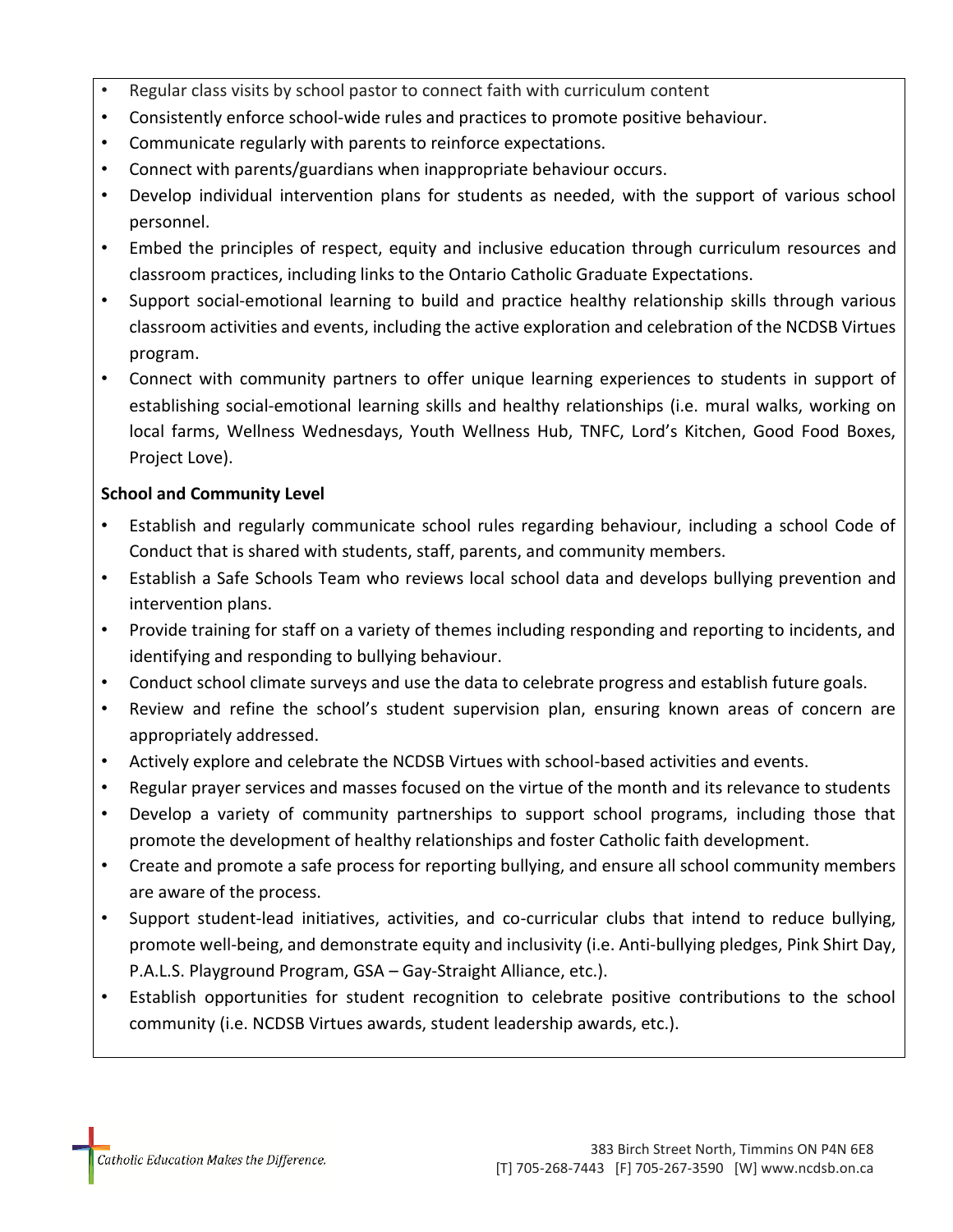- Regular class visits by school pastor to connect faith with curriculum content
- Consistently enforce school-wide rules and practices to promote positive behaviour.
- Communicate regularly with parents to reinforce expectations.
- Connect with parents/guardians when inappropriate behaviour occurs.
- Develop individual intervention plans for students as needed, with the support of various school personnel.
- Embed the principles of respect, equity and inclusive education through curriculum resources and classroom practices, including links to the Ontario Catholic Graduate Expectations.
- Support social-emotional learning to build and practice healthy relationship skills through various classroom activities and events, including the active exploration and celebration of the NCDSB Virtues program.
- Connect with community partners to offer unique learning experiences to students in support of establishing social-emotional learning skills and healthy relationships (i.e. mural walks, working on local farms, Wellness Wednesdays, Youth Wellness Hub, TNFC, Lord's Kitchen, Good Food Boxes, Project Love).

**School and Community Level**

- Establish and regularly communicate school rules regarding behaviour, including a school Code of Conduct that is shared with students, staff, parents, and community members.
- Establish a Safe Schools Team who reviews local school data and develops bullying prevention and intervention plans.
- Provide training for staff on a variety of themes including responding and reporting to incidents, and identifying and responding to bullying behaviour.
- Conduct school climate surveys and use the data to celebrate progress and establish future goals.
- Review and refine the school's student supervision plan, ensuring known areas of concern are appropriately addressed.
- Actively explore and celebrate the NCDSB Virtues with school-based activities and events.
- Regular prayer services and masses focused on the virtue of the month and its relevance to students
- Develop a variety of community partnerships to support school programs, including those that promote the development of healthy relationships and foster Catholic faith development.
- Create and promote a safe process for reporting bullying, and ensure all school community members are aware of the process.
- Support student-lead initiatives, activities, and co-curricular clubs that intend to reduce bullying, promote well-being, and demonstrate equity and inclusivity (i.e. Anti-bullying pledges, Pink Shirt Day, P.A.L.S. Playground Program, GSA – Gay-Straight Alliance, etc.).
- Establish opportunities for student recognition to celebrate positive contributions to the school community (i.e. NCDSB Virtues awards, student leadership awards, etc.).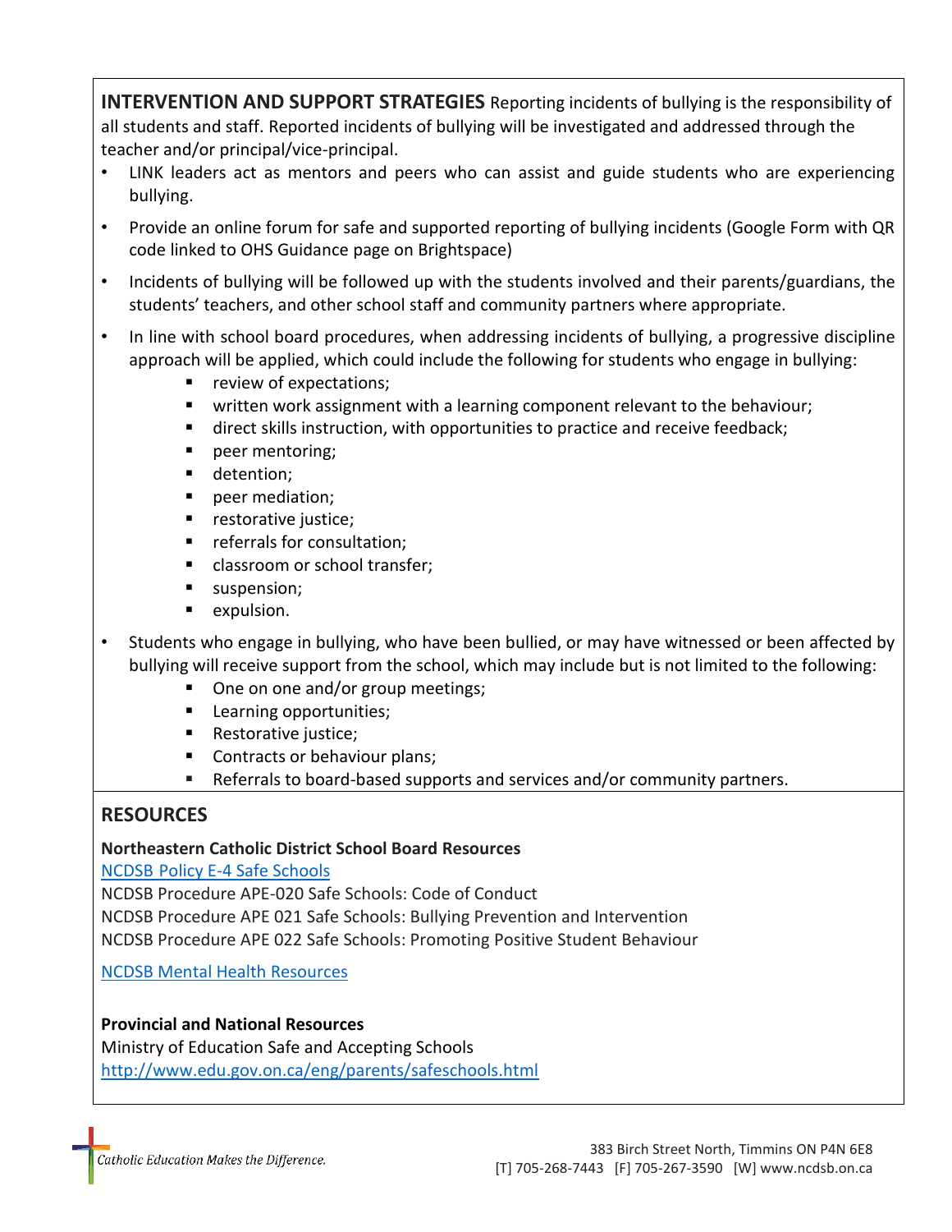**INTERVENTION AND SUPPORT STRATEGIES** Reporting incidents of bullying is the responsibility of all students and staff. Reported incidents of bullying will be investigated and addressed through the teacher and/or principal/vice-principal.

- LINK leaders act as mentors and peers who can assist and guide students who are experiencing bullying.
- Provide an online forum for safe and supported reporting of bullying incidents (Google Form with QR code linked to OHS Guidance page on Brightspace)
- Incidents of bullying will be followed up with the students involved and their parents/guardians, the students' teachers, and other school staff and community partners where appropriate.
- In line with school board procedures, when addressing incidents of bullying, a progressive discipline approach will be applied, which could include the following for students who engage in bullying:
    - review of expectations;
    - written work assignment with a learning component relevant to the behaviour;
    - direct skills instruction, with opportunities to practice and receive feedback;
    - peer mentoring;
    - detention;
    - peer mediation;
    - restorative justice;
    - referrals for consultation;
    - classroom or school transfer;
    - suspension;
    - expulsion.
- Students who engage in bullying, who have been bullied, or may have witnessed or been affected by bullying will receive support from the school, which may include but is not limited to the following:
    - One on one and/or group meetings;
    - Learning opportunities;
    - Restorative justice;
    - Contracts or behaviour plans;
    - Referrals to board-based supports and services and/or community partners.

## RESOURCES

**Northeastern Catholic District School Board Resources**

NCDSB Policy E-4 Safe Schools
NCDSB Procedure APE-020 Safe Schools: Code of Conduct
NCDSB Procedure APE 021 Safe Schools: Bullying Prevention and Intervention
NCDSB Procedure APE 022 Safe Schools: Promoting Positive Student Behaviour

NCDSB Mental Health Resources

**Provincial and National Resources**

Ministry of Education Safe and Accepting Schools
http://www.edu.gov.on.ca/eng/parents/safeschools.html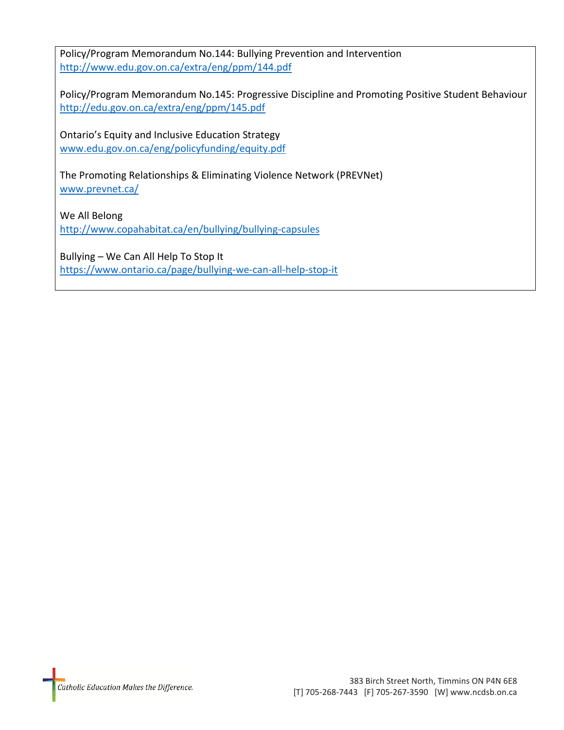Policy/Program Memorandum No.144: Bullying Prevention and Intervention
http://www.edu.gov.on.ca/extra/eng/ppm/144.pdf

Policy/Program Memorandum No.145: Progressive Discipline and Promoting Positive Student Behaviour
http://edu.gov.on.ca/extra/eng/ppm/145.pdf

Ontario's Equity and Inclusive Education Strategy
www.edu.gov.on.ca/eng/policyfunding/equity.pdf

The Promoting Relationships & Eliminating Violence Network (PREVNet)
www.prevnet.ca/

We All Belong
http://www.copahabitat.ca/en/bullying/bullying-capsules

Bullying – We Can All Help To Stop It
https://www.ontario.ca/page/bullying-we-can-all-help-stop-it